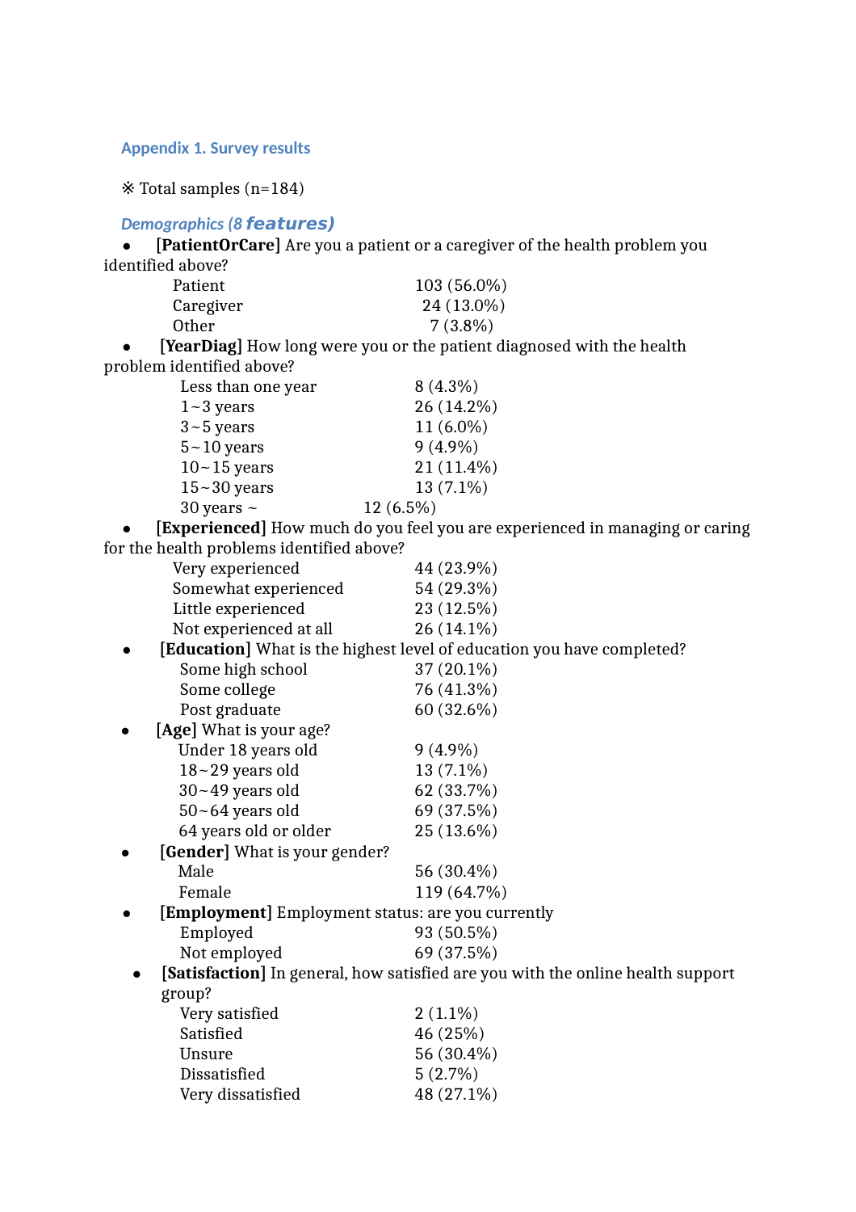## Appendix 1. Survey results

※ Total samples (n=184)

### *Demographics (8 features)*

- **[PatientOrCare]** Are you a patient or a caregiver of the health problem you identified above?

| | |
|---|---|
| Patient | 103 (56.0%) |
| Caregiver | 24 (13.0%) |
| Other | 7 (3.8%) |

- **[YearDiag]** How long were you or the patient diagnosed with the health problem identified above?

| | |
|---|---|
| Less than one year | 8 (4.3%) |
| 1~3 years | 26 (14.2%) |
| 3~5 years | 11 (6.0%) |
| 5~10 years | 9 (4.9%) |
| 10~15 years | 21 (11.4%) |
| 15~30 years | 13 (7.1%) |
| 30 years ~ | 12 (6.5%) |

- **[Experienced]** How much do you feel you are experienced in managing or caring for the health problems identified above?

| | |
|---|---|
| Very experienced | 44 (23.9%) |
| Somewhat experienced | 54 (29.3%) |
| Little experienced | 23 (12.5%) |
| Not experienced at all | 26 (14.1%) |

- **[Education]** What is the highest level of education you have completed?

| | |
|---|---|
| Some high school | 37 (20.1%) |
| Some college | 76 (41.3%) |
| Post graduate | 60 (32.6%) |

- **[Age]** What is your age?

| | |
|---|---|
| Under 18 years old | 9 (4.9%) |
| 18~29 years old | 13 (7.1%) |
| 30~49 years old | 62 (33.7%) |
| 50~64 years old | 69 (37.5%) |
| 64 years old or older | 25 (13.6%) |

- **[Gender]** What is your gender?

| | |
|---|---|
| Male | 56 (30.4%) |
| Female | 119 (64.7%) |

- **[Employment]** Employment status: are you currently

| | |
|---|---|
| Employed | 93 (50.5%) |
| Not employed | 69 (37.5%) |

- **[Satisfaction]** In general, how satisfied are you with the online health support group?

| | |
|---|---|
| Very satisfied | 2 (1.1%) |
| Satisfied | 46 (25%) |
| Unsure | 56 (30.4%) |
| Dissatisfied | 5 (2.7%) |
| Very dissatisfied | 48 (27.1%) |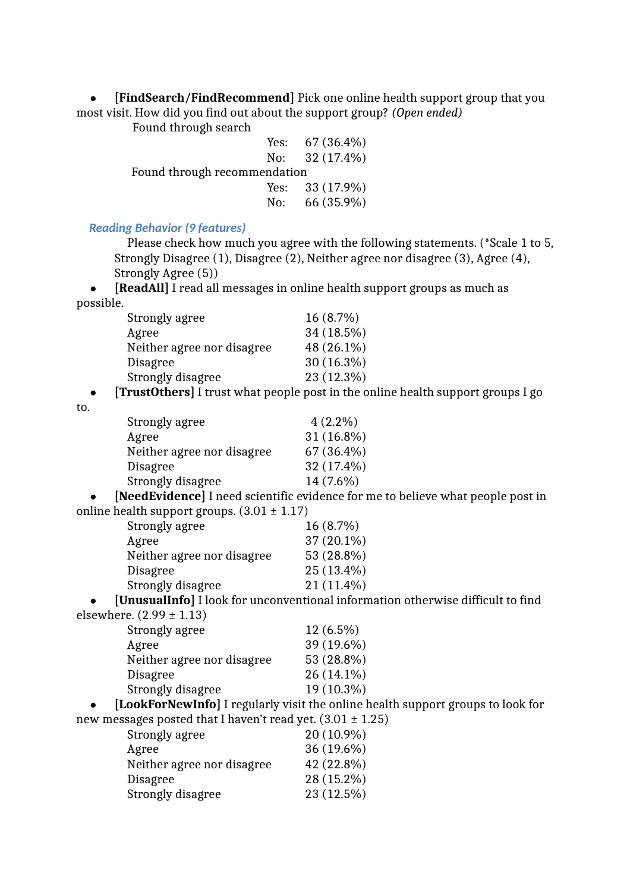- **[FindSearch/FindRecommend]** Pick one online health support group that you most visit. How did you find out about the support group? *(Open ended)*

  Found through search

  | | |
  |---|---|
  | Yes: | 67 (36.4%) |
  | No: | 32 (17.4%) |

  Found through recommendation

  | | |
  |---|---|
  | Yes: | 33 (17.9%) |
  | No: | 66 (35.9%) |

### *Reading Behavior (9 features)*

Please check how much you agree with the following statements. (*Scale 1 to 5, Strongly Disagree (1), Disagree (2), Neither agree nor disagree (3), Agree (4), Strongly Agree (5))

- **[ReadAll]** I read all messages in online health support groups as much as possible.

  | | |
  |---|---|
  | Strongly agree | 16 (8.7%) |
  | Agree | 34 (18.5%) |
  | Neither agree nor disagree | 48 (26.1%) |
  | Disagree | 30 (16.3%) |
  | Strongly disagree | 23 (12.3%) |

- **[TrustOthers]** I trust what people post in the online health support groups I go to.

  | | |
  |---|---|
  | Strongly agree | 4 (2.2%) |
  | Agree | 31 (16.8%) |
  | Neither agree nor disagree | 67 (36.4%) |
  | Disagree | 32 (17.4%) |
  | Strongly disagree | 14 (7.6%) |

- **[NeedEvidence]** I need scientific evidence for me to believe what people post in online health support groups. (3.01 ± 1.17)

  | | |
  |---|---|
  | Strongly agree | 16 (8.7%) |
  | Agree | 37 (20.1%) |
  | Neither agree nor disagree | 53 (28.8%) |
  | Disagree | 25 (13.4%) |
  | Strongly disagree | 21 (11.4%) |

- **[UnusualInfo]** I look for unconventional information otherwise difficult to find elsewhere. (2.99 ± 1.13)

  | | |
  |---|---|
  | Strongly agree | 12 (6.5%) |
  | Agree | 39 (19.6%) |
  | Neither agree nor disagree | 53 (28.8%) |
  | Disagree | 26 (14.1%) |
  | Strongly disagree | 19 (10.3%) |

- **[LookForNewInfo]** I regularly visit the online health support groups to look for new messages posted that I haven't read yet. (3.01 ± 1.25)

  | | |
  |---|---|
  | Strongly agree | 20 (10.9%) |
  | Agree | 36 (19.6%) |
  | Neither agree nor disagree | 42 (22.8%) |
  | Disagree | 28 (15.2%) |
  | Strongly disagree | 23 (12.5%) |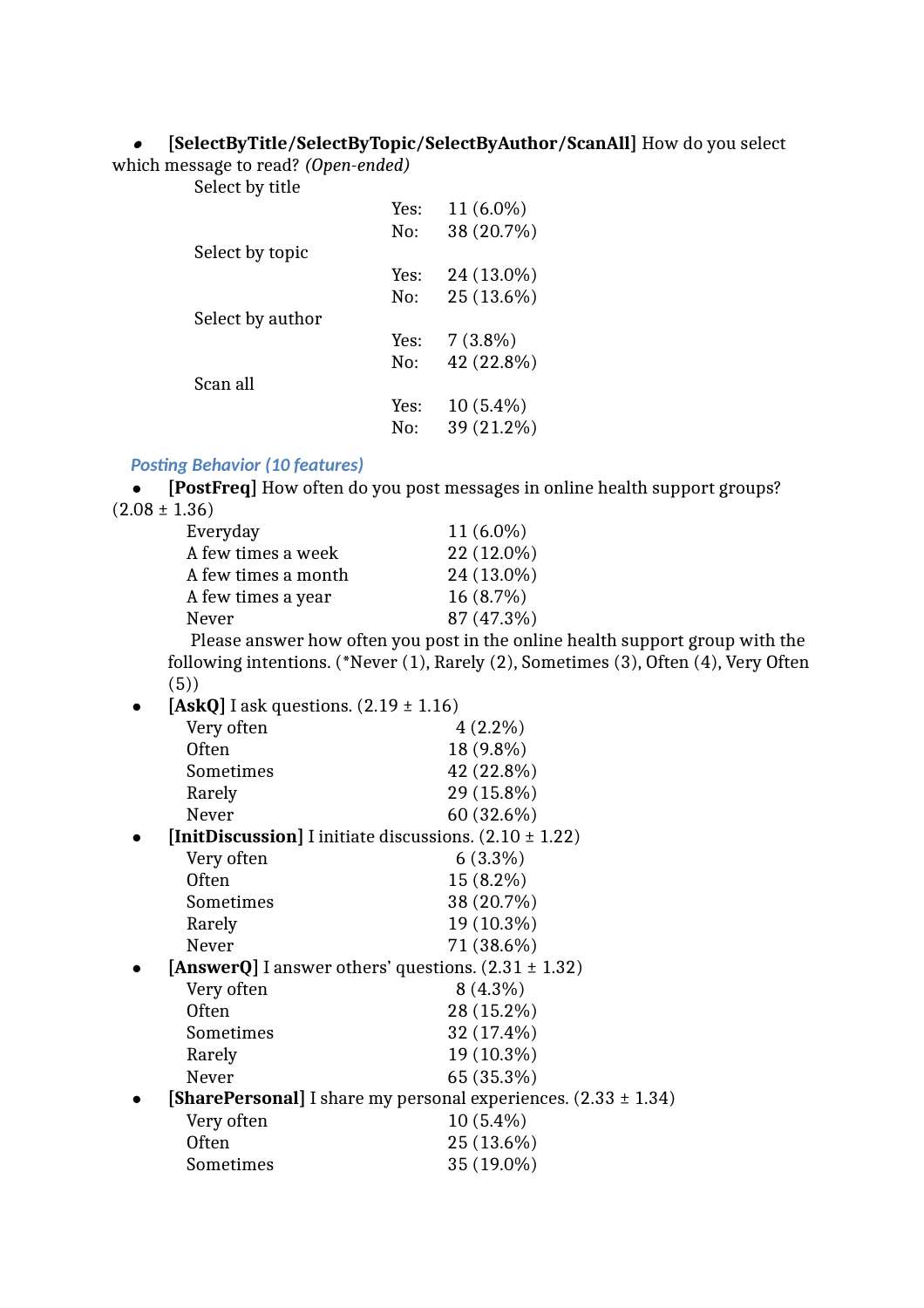- **[SelectByTitle/SelectByTopic/SelectByAuthor/ScanAll]** How do you select which message to read? *(Open-ended)*

| | | |
|---|---|---|
| Select by title | | |
| | Yes: | 11 (6.0%) |
| | No: | 38 (20.7%) |
| Select by topic | | |
| | Yes: | 24 (13.0%) |
| | No: | 25 (13.6%) |
| Select by author | | |
| | Yes: | 7 (3.8%) |
| | No: | 42 (22.8%) |
| Scan all | | |
| | Yes: | 10 (5.4%) |
| | No: | 39 (21.2%) |

### *Posting Behavior (10 features)*

- **[PostFreq]** How often do you post messages in online health support groups? (2.08 ± 1.36)

| | |
|---|---|
| Everyday | 11 (6.0%) |
| A few times a week | 22 (12.0%) |
| A few times a month | 24 (13.0%) |
| A few times a year | 16 (8.7%) |
| Never | 87 (47.3%) |

Please answer how often you post in the online health support group with the following intentions. (*Never (1), Rarely (2), Sometimes (3), Often (4), Very Often (5))

- **[AskQ]** I ask questions. (2.19 ± 1.16)

| | |
|---|---|
| Very often | 4 (2.2%) |
| Often | 18 (9.8%) |
| Sometimes | 42 (22.8%) |
| Rarely | 29 (15.8%) |
| Never | 60 (32.6%) |

- **[InitDiscussion]** I initiate discussions. (2.10 ± 1.22)

| | |
|---|---|
| Very often | 6 (3.3%) |
| Often | 15 (8.2%) |
| Sometimes | 38 (20.7%) |
| Rarely | 19 (10.3%) |
| Never | 71 (38.6%) |

- **[AnswerQ]** I answer others' questions. (2.31 ± 1.32)

| | |
|---|---|
| Very often | 8 (4.3%) |
| Often | 28 (15.2%) |
| Sometimes | 32 (17.4%) |
| Rarely | 19 (10.3%) |
| Never | 65 (35.3%) |

- **[SharePersonal]** I share my personal experiences. (2.33 ± 1.34)

| | |
|---|---|
| Very often | 10 (5.4%) |
| Often | 25 (13.6%) |
| Sometimes | 35 (19.0%) |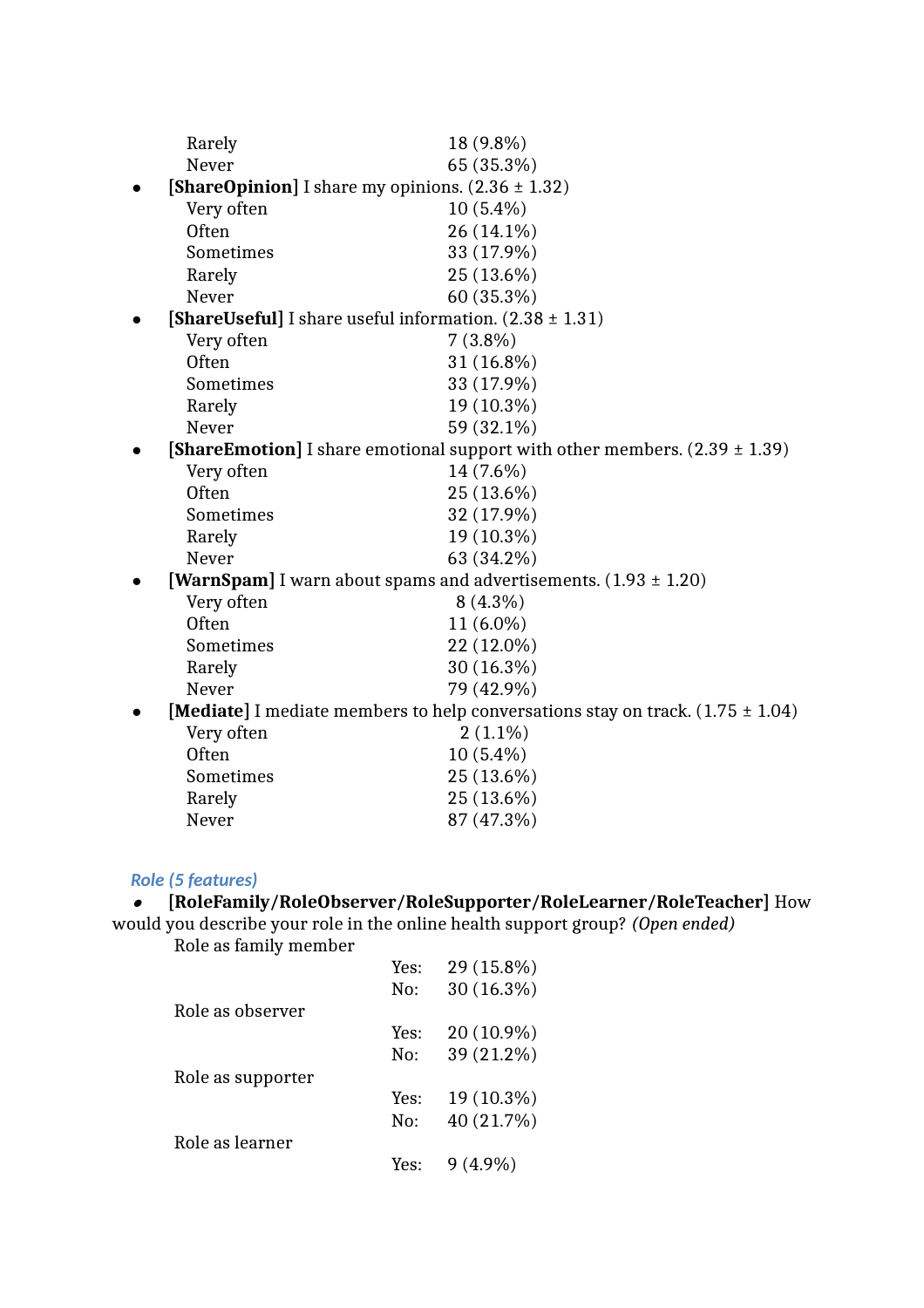Rarely 18 (9.8%)
Never 65 (35.3%)

- **[ShareOpinion]** I share my opinions. (2.36 ± 1.32)
  - Very often 10 (5.4%)
  - Often 26 (14.1%)
  - Sometimes 33 (17.9%)
  - Rarely 25 (13.6%)
  - Never 60 (35.3%)
- **[ShareUseful]** I share useful information. (2.38 ± 1.31)
  - Very often 7 (3.8%)
  - Often 31 (16.8%)
  - Sometimes 33 (17.9%)
  - Rarely 19 (10.3%)
  - Never 59 (32.1%)
- **[ShareEmotion]** I share emotional support with other members. (2.39 ± 1.39)
  - Very often 14 (7.6%)
  - Often 25 (13.6%)
  - Sometimes 32 (17.9%)
  - Rarely 19 (10.3%)
  - Never 63 (34.2%)
- **[WarnSpam]** I warn about spams and advertisements. (1.93 ± 1.20)
  - Very often 8 (4.3%)
  - Often 11 (6.0%)
  - Sometimes 22 (12.0%)
  - Rarely 30 (16.3%)
  - Never 79 (42.9%)
- **[Mediate]** I mediate members to help conversations stay on track. (1.75 ± 1.04)
  - Very often 2 (1.1%)
  - Often 10 (5.4%)
  - Sometimes 25 (13.6%)
  - Rarely 25 (13.6%)
  - Never 87 (47.3%)

### *Role (5 features)*

- **[RoleFamily/RoleObserver/RoleSupporter/RoleLearner/RoleTeacher]** How would you describe your role in the online health support group? *(Open ended)*

Role as family member
- Yes: 29 (15.8%)
- No: 30 (16.3%)

Role as observer
- Yes: 20 (10.9%)
- No: 39 (21.2%)

Role as supporter
- Yes: 19 (10.3%)
- No: 40 (21.7%)

Role as learner
- Yes: 9 (4.9%)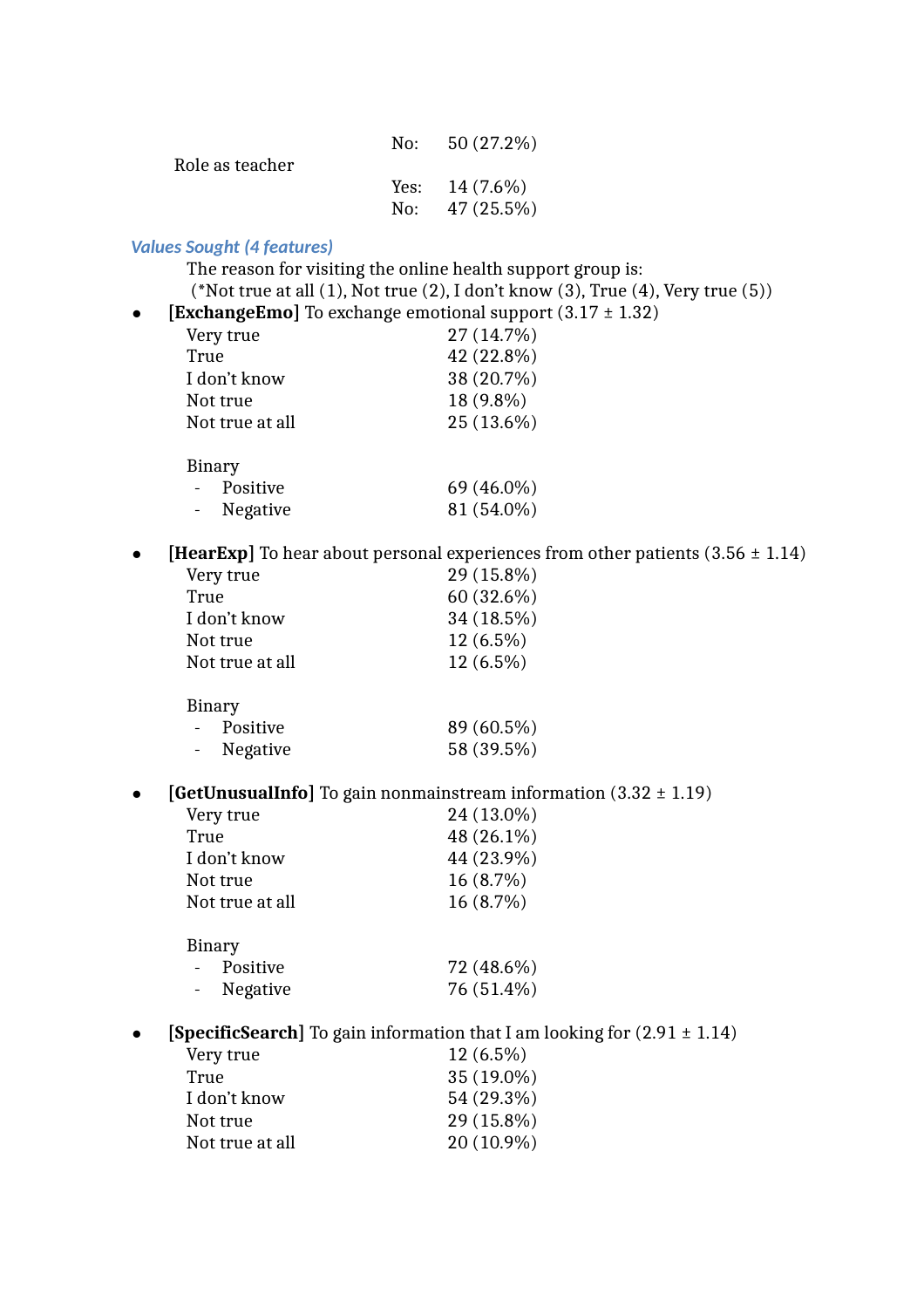| | | |
|---|---|---|
| | No: | 50 (27.2%) |
| Role as teacher | | |
| | Yes: | 14 (7.6%) |
| | No: | 47 (25.5%) |

### *Values Sought (4 features)*

The reason for visiting the online health support group is:
(*Not true at all (1), Not true (2), I don't know (3), True (4), Very true (5))

- **[ExchangeEmo]** To exchange emotional support (3.17 ± 1.32)

| | |
|---|---|
| Very true | 27 (14.7%) |
| True | 42 (22.8%) |
| I don't know | 38 (20.7%) |
| Not true | 18 (9.8%) |
| Not true at all | 25 (13.6%) |

Binary

| | |
|---|---|
| - Positive | 69 (46.0%) |
| - Negative | 81 (54.0%) |

- **[HearExp]** To hear about personal experiences from other patients (3.56 ± 1.14)

| | |
|---|---|
| Very true | 29 (15.8%) |
| True | 60 (32.6%) |
| I don't know | 34 (18.5%) |
| Not true | 12 (6.5%) |
| Not true at all | 12 (6.5%) |

Binary

| | |
|---|---|
| - Positive | 89 (60.5%) |
| - Negative | 58 (39.5%) |

- **[GetUnusualInfo]** To gain nonmainstream information (3.32 ± 1.19)

| | |
|---|---|
| Very true | 24 (13.0%) |
| True | 48 (26.1%) |
| I don't know | 44 (23.9%) |
| Not true | 16 (8.7%) |
| Not true at all | 16 (8.7%) |

Binary

| | |
|---|---|
| - Positive | 72 (48.6%) |
| - Negative | 76 (51.4%) |

- **[SpecificSearch]** To gain information that I am looking for (2.91 ± 1.14)

| | |
|---|---|
| Very true | 12 (6.5%) |
| True | 35 (19.0%) |
| I don't know | 54 (29.3%) |
| Not true | 29 (15.8%) |
| Not true at all | 20 (10.9%) |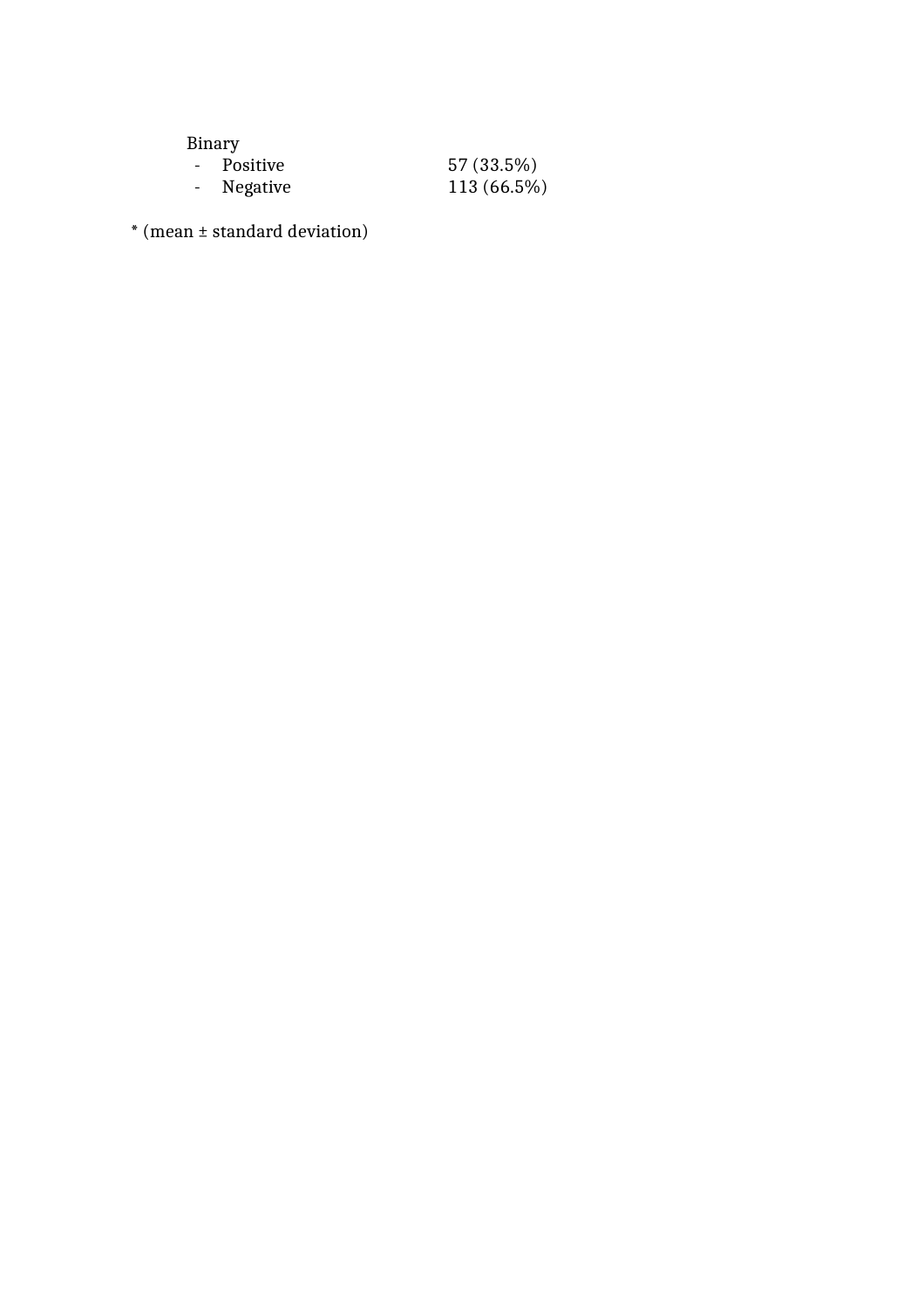| | |
|---|---|
| Binary | |
| - Positive | 57 (33.5%) |
| - Negative | 113 (66.5%) |

* (mean ± standard deviation)